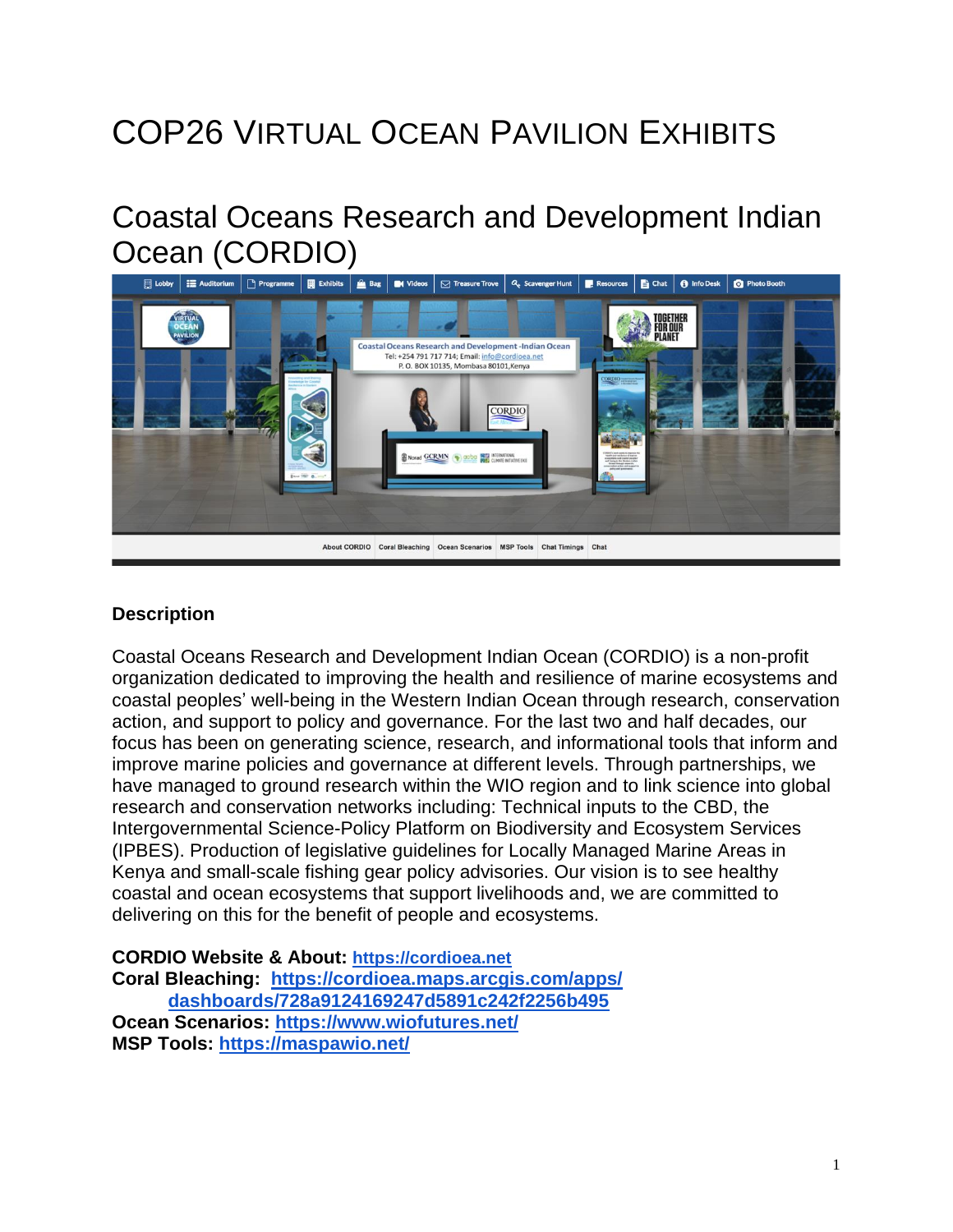# COP26 VIRTUAL OCEAN PAVILION EXHIBITS

## Coastal Oceans Research and Development Indian Ocean (CORDIO)

### Description

Coastal Oceans Research and Development Indian Ocean (CORDIO) is a non-profit organization dedicated to improving the health and resilience of marine ecosystems and coastal peoples' well-being in the Western Indian Ocean through research, conservation action, and support to policy and governance. For the last two and half decades, our focus has been on generating science, research, and informational tools that inform and improve marine policies and governance at different levels. Through partnerships, we have managed to ground research within the WIO region and to link science into global research and conservation networks including: Technical inputs to the CBD, the Intergovernmental Science-Policy Platform on Biodiversity and Ecosystem Services (IPBES). Production of legislative guidelines for Locally Managed Marine Areas in Kenya and small-scale fishing gear policy advisories. Our vision is to see healthy coastal and ocean ecosystems that support livelihoods and, we are committed to delivering on this for the benefit of people and ecosystems.

**CORDIO Website & About:** https://cordioea.net
**Coral Bleaching:** https://cordioea.maps.arcgis.com/apps/dashboards/728a9124169247d5891c242f2256b495
**Ocean Scenarios:** https://www.wiofutures.net/
**MSP Tools:** https://maspawio.net/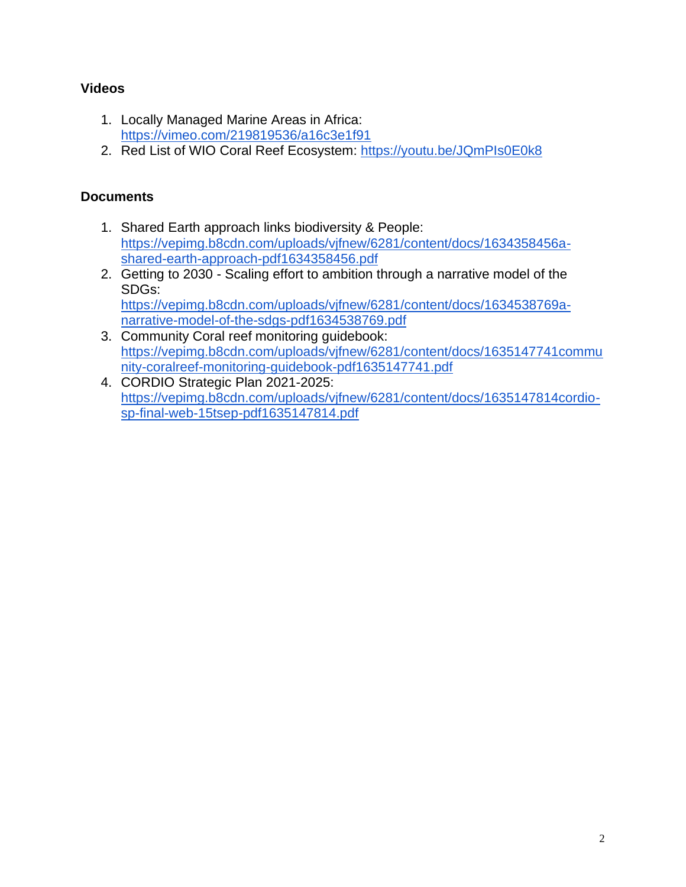### Videos

1. Locally Managed Marine Areas in Africa: https://vimeo.com/219819536/a16c3e1f91
2. Red List of WIO Coral Reef Ecosystem: https://youtu.be/JQmPIs0E0k8

### Documents

1. Shared Earth approach links biodiversity & People: https://vepimg.b8cdn.com/uploads/vjfnew/6281/content/docs/1634358456a-shared-earth-approach-pdf1634358456.pdf
2. Getting to 2030 - Scaling effort to ambition through a narrative model of the SDGs: https://vepimg.b8cdn.com/uploads/vjfnew/6281/content/docs/1634538769a-narrative-model-of-the-sdgs-pdf1634538769.pdf
3. Community Coral reef monitoring guidebook: https://vepimg.b8cdn.com/uploads/vjfnew/6281/content/docs/1635147741community-coralreef-monitoring-guidebook-pdf1635147741.pdf
4. CORDIO Strategic Plan 2021-2025: https://vepimg.b8cdn.com/uploads/vjfnew/6281/content/docs/1635147814cordio-sp-final-web-15tsep-pdf1635147814.pdf